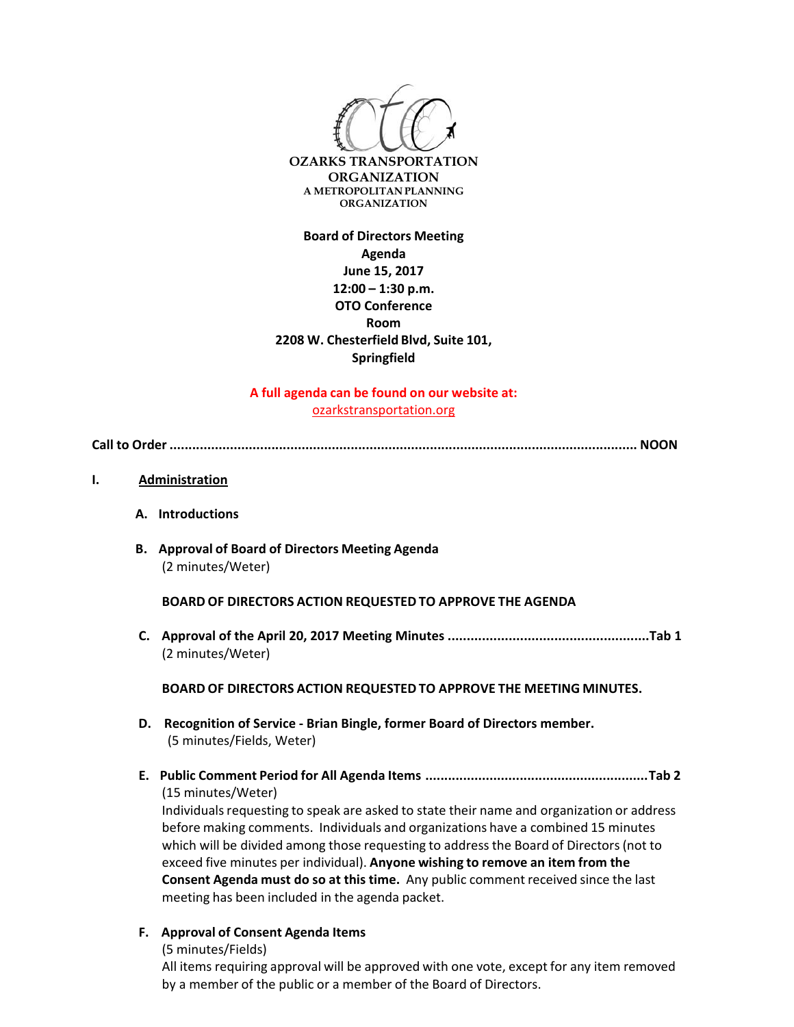**OZARKS TRANSPORTATION ORGANIZATION**
**A METROPOLITAN PLANNING ORGANIZATION**

**Board of Directors Meeting**
**Agenda**
**June 15, 2017**
**12:00 – 1:30 p.m.**
**OTO Conference Room**
**2208 W. Chesterfield Blvd, Suite 101, Springfield**

A full agenda can be found on our website at:
ozarkstransportation.org

**Call to Order .......................................................................................................................... NOON**

**I. Administration**

**A. Introductions**

**B. Approval of Board of Directors Meeting Agenda**
(2 minutes/Weter)

**BOARD OF DIRECTORS ACTION REQUESTED TO APPROVE THE AGENDA**

**C. Approval of the April 20, 2017 Meeting Minutes ....................................................Tab 1**
(2 minutes/Weter)

**BOARD OF DIRECTORS ACTION REQUESTED TO APPROVE THE MEETING MINUTES.**

**D. Recognition of Service - Brian Bingle, former Board of Directors member.**
(5 minutes/Fields, Weter)

**E. Public Comment Period for All Agenda Items ..........................................................Tab 2**
(15 minutes/Weter)
Individuals requesting to speak are asked to state their name and organization or address before making comments. Individuals and organizations have a combined 15 minutes which will be divided among those requesting to address the Board of Directors (not to exceed five minutes per individual). **Anyone wishing to remove an item from the Consent Agenda must do so at this time.** Any public comment received since the last meeting has been included in the agenda packet.

**F. Approval of Consent Agenda Items**
(5 minutes/Fields)
All items requiring approval will be approved with one vote, except for any item removed by a member of the public or a member of the Board of Directors.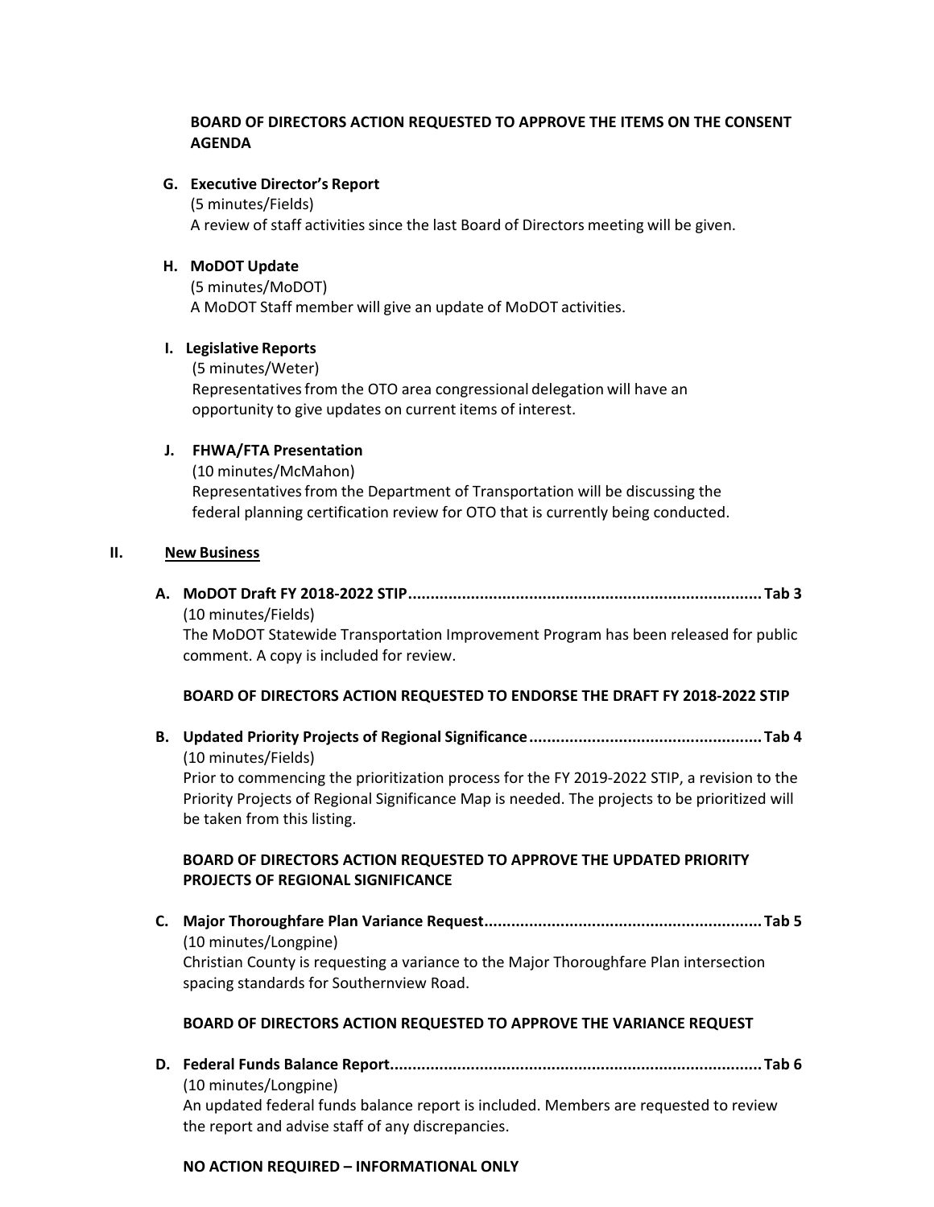**BOARD OF DIRECTORS ACTION REQUESTED TO APPROVE THE ITEMS ON THE CONSENT AGENDA**

**G. Executive Director's Report**
(5 minutes/Fields)
A review of staff activities since the last Board of Directors meeting will be given.

**H. MoDOT Update**
(5 minutes/MoDOT)
A MoDOT Staff member will give an update of MoDOT activities.

**I. Legislative Reports**
(5 minutes/Weter)
Representatives from the OTO area congressional delegation will have an opportunity to give updates on current items of interest.

**J. FHWA/FTA Presentation**
(10 minutes/McMahon)
Representatives from the Department of Transportation will be discussing the federal planning certification review for OTO that is currently being conducted.

## II. <u>New Business</u>

**A. MoDOT Draft FY 2018-2022 STIP................................................................................Tab 3**
(10 minutes/Fields)
The MoDOT Statewide Transportation Improvement Program has been released for public comment. A copy is included for review.

**BOARD OF DIRECTORS ACTION REQUESTED TO ENDORSE THE DRAFT FY 2018-2022 STIP**

**B. Updated Priority Projects of Regional Significance....................................................Tab 4**
(10 minutes/Fields)
Prior to commencing the prioritization process for the FY 2019-2022 STIP, a revision to the Priority Projects of Regional Significance Map is needed. The projects to be prioritized will be taken from this listing.

**BOARD OF DIRECTORS ACTION REQUESTED TO APPROVE THE UPDATED PRIORITY PROJECTS OF REGIONAL SIGNIFICANCE**

**C. Major Thoroughfare Plan Variance Request..............................................................Tab 5**
(10 minutes/Longpine)
Christian County is requesting a variance to the Major Thoroughfare Plan intersection spacing standards for Southernview Road.

**BOARD OF DIRECTORS ACTION REQUESTED TO APPROVE THE VARIANCE REQUEST**

**D. Federal Funds Balance Report....................................................................................Tab 6**
(10 minutes/Longpine)
An updated federal funds balance report is included. Members are requested to review the report and advise staff of any discrepancies.

**NO ACTION REQUIRED – INFORMATIONAL ONLY**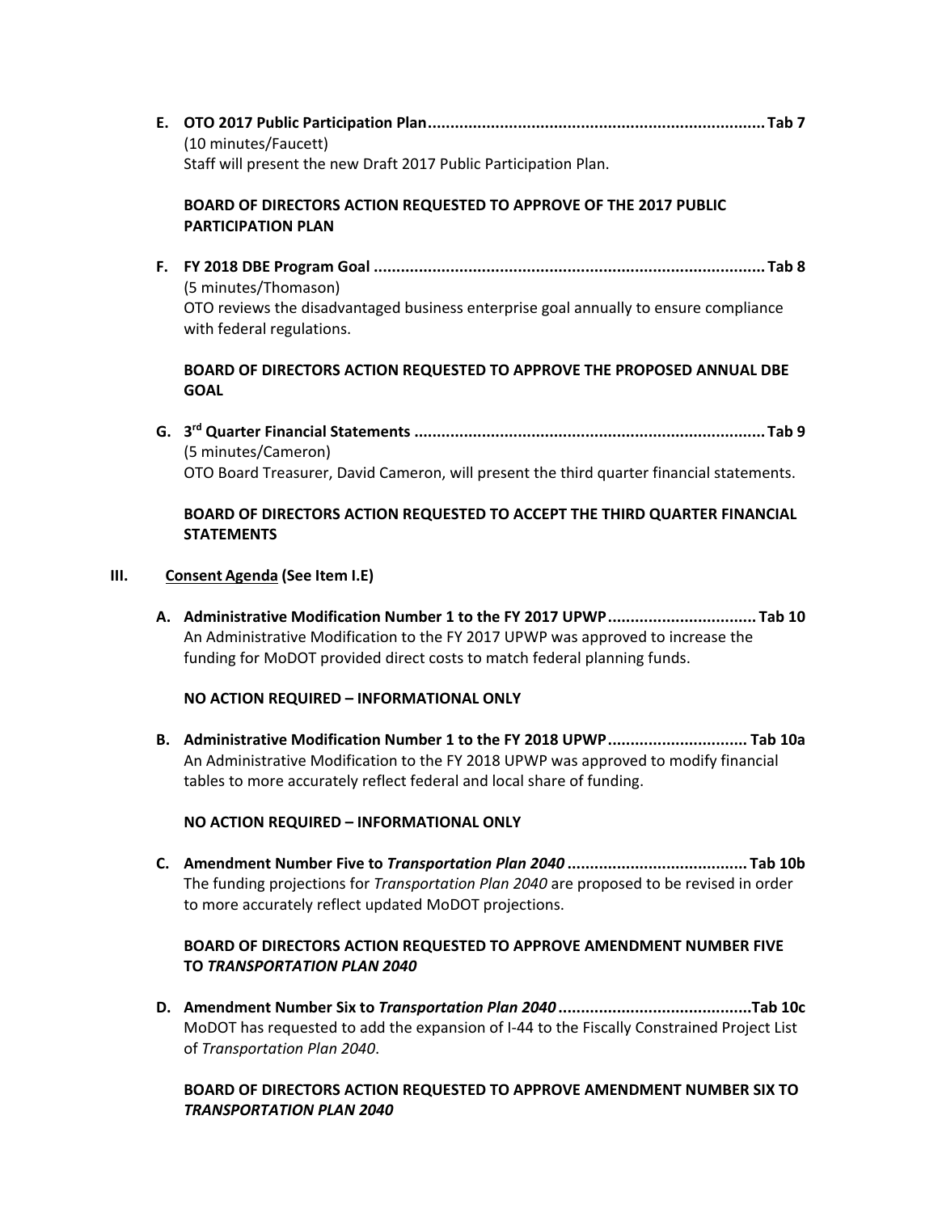**E. OTO 2017 Public Participation Plan........................................................................... Tab 7**
(10 minutes/Faucett)
Staff will present the new Draft 2017 Public Participation Plan.

**BOARD OF DIRECTORS ACTION REQUESTED TO APPROVE OF THE 2017 PUBLIC PARTICIPATION PLAN**

**F. FY 2018 DBE Program Goal ...................................................................................... Tab 8**
(5 minutes/Thomason)
OTO reviews the disadvantaged business enterprise goal annually to ensure compliance with federal regulations.

**BOARD OF DIRECTORS ACTION REQUESTED TO APPROVE THE PROPOSED ANNUAL DBE GOAL**

**G. 3rd Quarter Financial Statements ............................................................................. Tab 9**
(5 minutes/Cameron)
OTO Board Treasurer, David Cameron, will present the third quarter financial statements.

**BOARD OF DIRECTORS ACTION REQUESTED TO ACCEPT THE THIRD QUARTER FINANCIAL STATEMENTS**

## III. Consent Agenda (See Item I.E)

**A. Administrative Modification Number 1 to the FY 2017 UPWP................................. Tab 10**
An Administrative Modification to the FY 2017 UPWP was approved to increase the funding for MoDOT provided direct costs to match federal planning funds.

**NO ACTION REQUIRED – INFORMATIONAL ONLY**

**B. Administrative Modification Number 1 to the FY 2018 UPWP............................... Tab 10a**
An Administrative Modification to the FY 2018 UPWP was approved to modify financial tables to more accurately reflect federal and local share of funding.

**NO ACTION REQUIRED – INFORMATIONAL ONLY**

**C. Amendment Number Five to *Transportation Plan 2040* ........................................ Tab 10b**
The funding projections for *Transportation Plan 2040* are proposed to be revised in order to more accurately reflect updated MoDOT projections.

**BOARD OF DIRECTORS ACTION REQUESTED TO APPROVE AMENDMENT NUMBER FIVE TO *TRANSPORTATION PLAN 2040***

**D. Amendment Number Six to *Transportation Plan 2040* ..........................................Tab 10c**
MoDOT has requested to add the expansion of I-44 to the Fiscally Constrained Project List of *Transportation Plan 2040*.

**BOARD OF DIRECTORS ACTION REQUESTED TO APPROVE AMENDMENT NUMBER SIX TO *TRANSPORTATION PLAN 2040***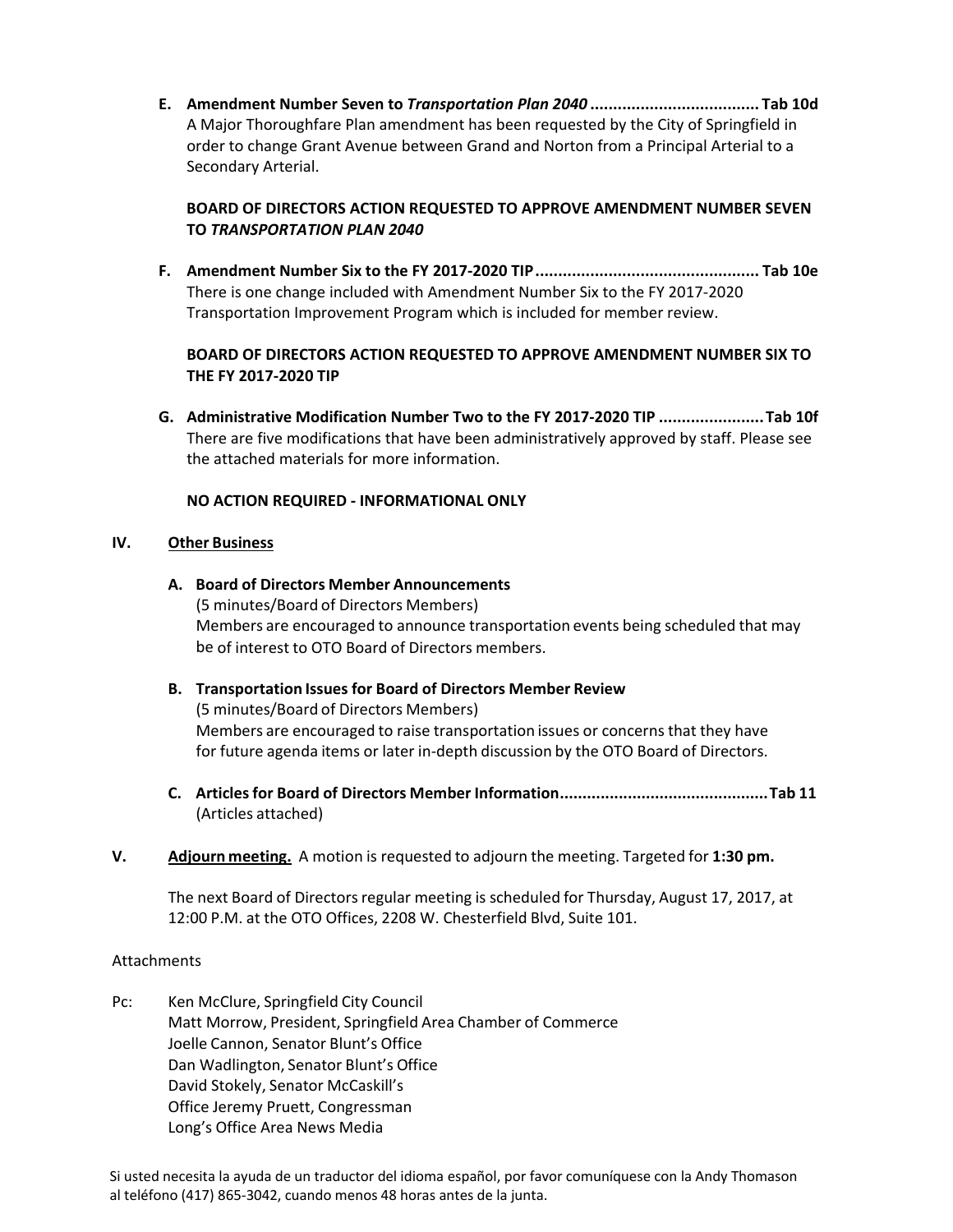**E. Amendment Number Seven to *Transportation Plan 2040* .................................... Tab 10d**

A Major Thoroughfare Plan amendment has been requested by the City of Springfield in order to change Grant Avenue between Grand and Norton from a Principal Arterial to a Secondary Arterial.

**BOARD OF DIRECTORS ACTION REQUESTED TO APPROVE AMENDMENT NUMBER SEVEN TO *TRANSPORTATION PLAN 2040***

**F. Amendment Number Six to the FY 2017-2020 TIP ................................................ Tab 10e**

There is one change included with Amendment Number Six to the FY 2017-2020 Transportation Improvement Program which is included for member review.

**BOARD OF DIRECTORS ACTION REQUESTED TO APPROVE AMENDMENT NUMBER SIX TO THE FY 2017-2020 TIP**

**G. Administrative Modification Number Two to the FY 2017-2020 TIP ...................... Tab 10f**

There are five modifications that have been administratively approved by staff. Please see the attached materials for more information.

**NO ACTION REQUIRED - INFORMATIONAL ONLY**

**IV. <u>Other Business</u>**

**A. Board of Directors Member Announcements**

(5 minutes/Board of Directors Members)

Members are encouraged to announce transportation events being scheduled that may be of interest to OTO Board of Directors members.

**B. Transportation Issues for Board of Directors Member Review**

(5 minutes/Board of Directors Members)

Members are encouraged to raise transportation issues or concerns that they have for future agenda items or later in-depth discussion by the OTO Board of Directors.

**C. Articles for Board of Directors Member Information ............................................. Tab 11**

(Articles attached)

**V. <u>Adjourn meeting.</u>** A motion is requested to adjourn the meeting. Targeted for **1:30 pm.**

The next Board of Directors regular meeting is scheduled for Thursday, August 17, 2017, at 12:00 P.M. at the OTO Offices, 2208 W. Chesterfield Blvd, Suite 101.

Attachments

Pc: Ken McClure, Springfield City Council
Matt Morrow, President, Springfield Area Chamber of Commerce
Joelle Cannon, Senator Blunt's Office
Dan Wadlington, Senator Blunt's Office
David Stokely, Senator McCaskill's
Office Jeremy Pruett, Congressman
Long's Office Area News Media

Si usted necesita la ayuda de un traductor del idioma español, por favor comuníquese con la Andy Thomason al teléfono (417) 865-3042, cuando menos 48 horas antes de la junta.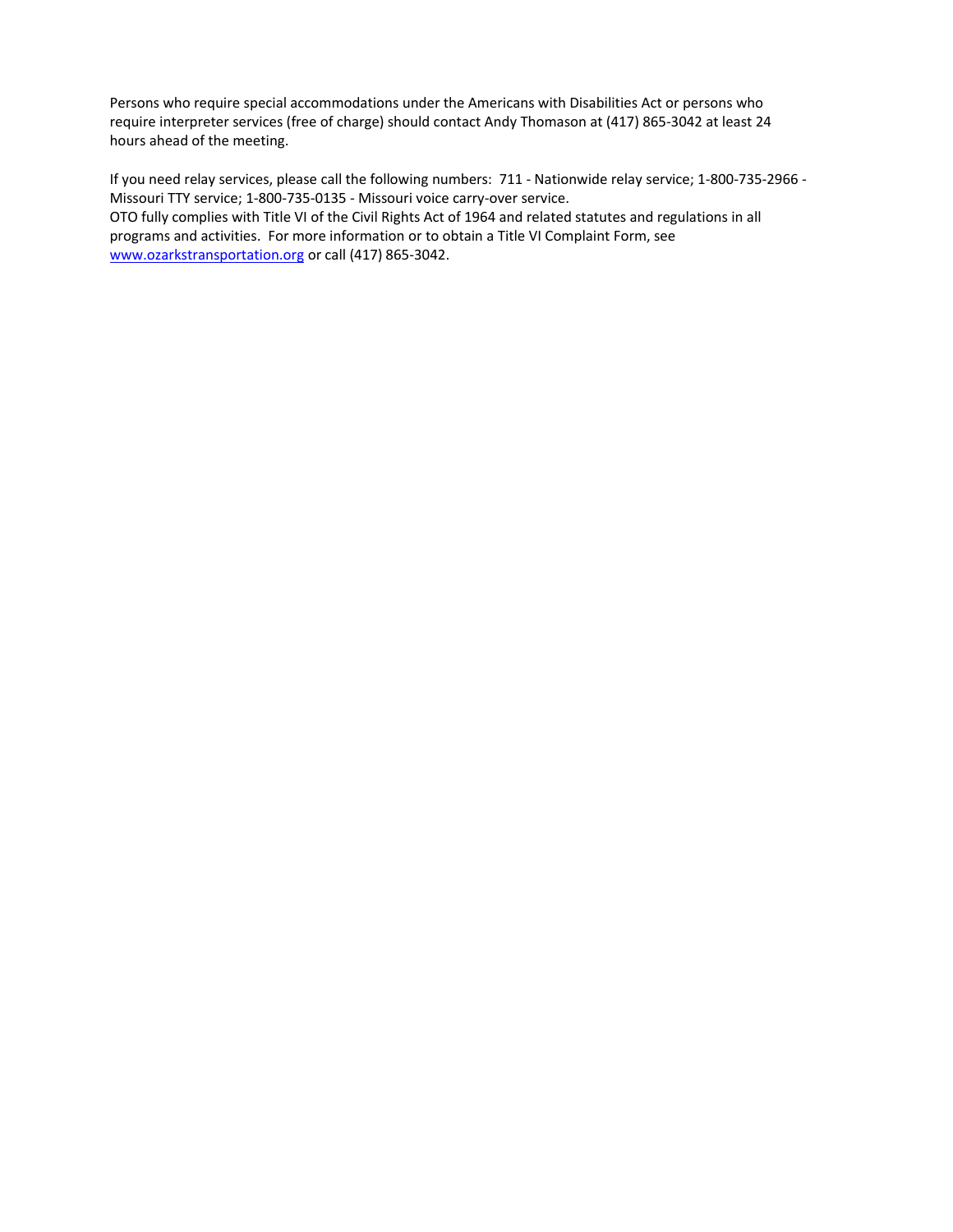Persons who require special accommodations under the Americans with Disabilities Act or persons who require interpreter services (free of charge) should contact Andy Thomason at (417) 865-3042 at least 24 hours ahead of the meeting.

If you need relay services, please call the following numbers: 711 - Nationwide relay service; 1-800-735-2966 - Missouri TTY service; 1-800-735-0135 - Missouri voice carry-over service.
OTO fully complies with Title VI of the Civil Rights Act of 1964 and related statutes and regulations in all programs and activities. For more information or to obtain a Title VI Complaint Form, see [www.ozarkstransportation.org](http://www.ozarkstransportation.org) or call (417) 865-3042.